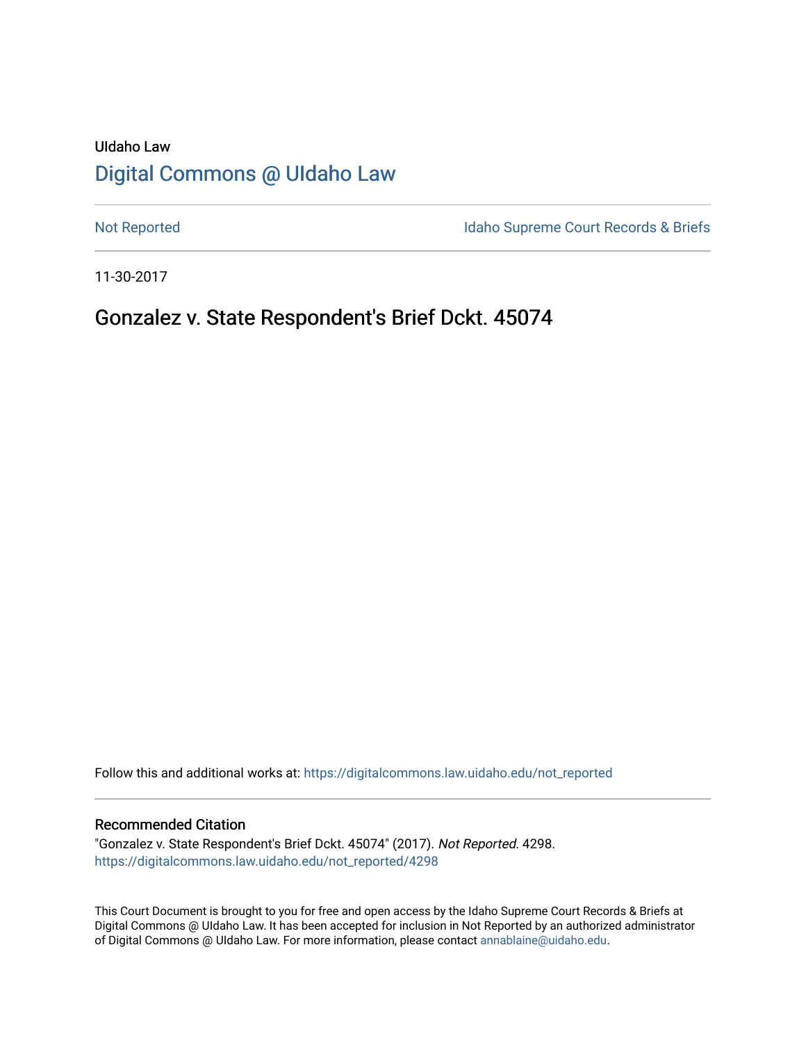UIdaho Law

# Digital Commons @ UIdaho Law

Not Reported

Idaho Supreme Court Records & Briefs

11-30-2017

## Gonzalez v. State Respondent's Brief Dckt. 45074

Follow this and additional works at: https://digitalcommons.law.uidaho.edu/not_reported

### Recommended Citation

"Gonzalez v. State Respondent's Brief Dckt. 45074" (2017). *Not Reported*. 4298.
https://digitalcommons.law.uidaho.edu/not_reported/4298

This Court Document is brought to you for free and open access by the Idaho Supreme Court Records & Briefs at Digital Commons @ UIdaho Law. It has been accepted for inclusion in Not Reported by an authorized administrator of Digital Commons @ UIdaho Law. For more information, please contact annablaine@uidaho.edu.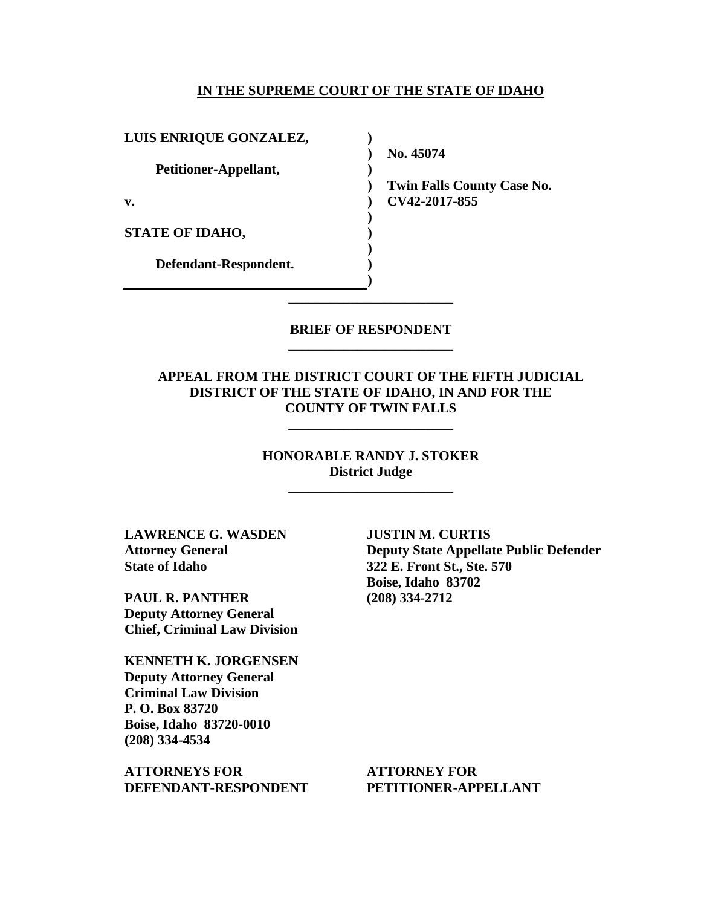**IN THE SUPREME COURT OF THE STATE OF IDAHO**

| | | |
|---|---|---|
| **LUIS ENRIQUE GONZALEZ,** | **)** | |
| | **)** | **No. 45074** |
| **Petitioner-Appellant,** | **)** | |
| | **)** | **Twin Falls County Case No.** |
| **v.** | **)** | **CV42-2017-855** |
| | **)** | |
| **STATE OF IDAHO,** | **)** | |
| | **)** | |
| **Defendant-Respondent.** | **)** | |
| | **)** | |

---

**BRIEF OF RESPONDENT**

---

**APPEAL FROM THE DISTRICT COURT OF THE FIFTH JUDICIAL DISTRICT OF THE STATE OF IDAHO, IN AND FOR THE COUNTY OF TWIN FALLS**

---

**HONORABLE RANDY J. STOKER**
**District Judge**

---

**LAWRENCE G. WASDEN**
**Attorney General**
**State of Idaho**

**PAUL R. PANTHER**
**Deputy Attorney General**
**Chief, Criminal Law Division**

**KENNETH K. JORGENSEN**
**Deputy Attorney General**
**Criminal Law Division**
**P. O. Box 83720**
**Boise, Idaho 83720-0010**
**(208) 334-4534**

**ATTORNEYS FOR**
**DEFENDANT-RESPONDENT**

**JUSTIN M. CURTIS**
**Deputy State Appellate Public Defender**
**322 E. Front St., Ste. 570**
**Boise, Idaho 83702**
**(208) 334-2712**

**ATTORNEY FOR**
**PETITIONER-APPELLANT**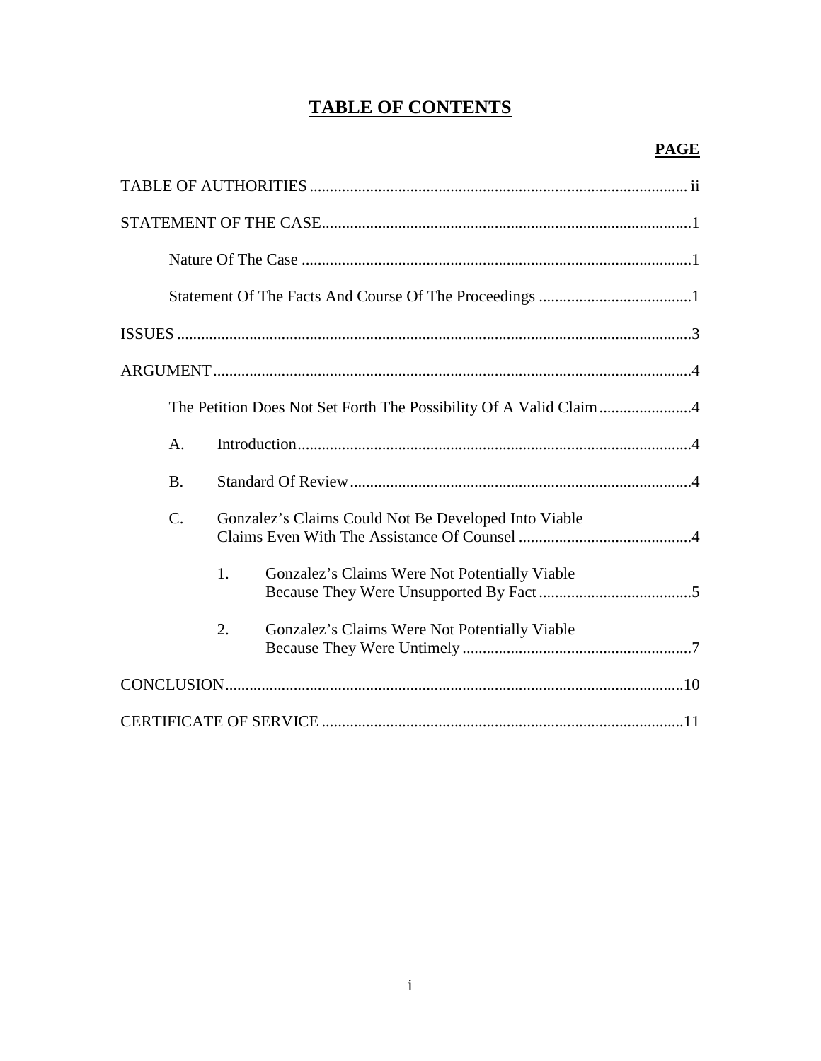# TABLE OF CONTENTS

**PAGE**

TABLE OF AUTHORITIES ........................................................................................... ii

STATEMENT OF THE CASE..........................................................................................1

Nature Of The Case ..............................................................................................1

Statement Of The Facts And Course Of The Proceedings ....................................1

ISSUES ..............................................................................................................................3

ARGUMENT.....................................................................................................................4

The Petition Does Not Set Forth The Possibility Of A Valid Claim.......................4

A. Introduction..............................................................................................4

B. Standard Of Review..................................................................................4

C. Gonzalez's Claims Could Not Be Developed Into Viable Claims Even With The Assistance Of Counsel ...........................................4

1. Gonzalez's Claims Were Not Potentially Viable Because They Were Unsupported By Fact......................................5

2. Gonzalez's Claims Were Not Potentially Viable Because They Were Untimely .........................................................7

CONCLUSION................................................................................................................10

CERTIFICATE OF SERVICE ........................................................................................11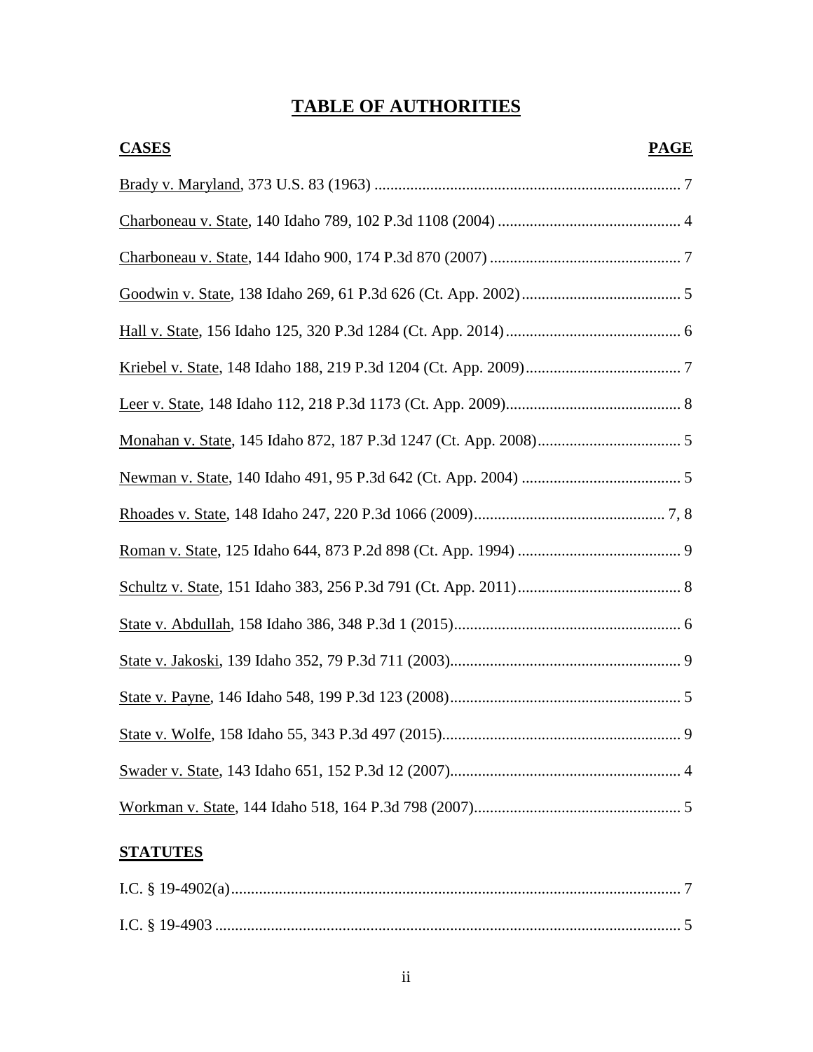# TABLE OF AUTHORITIES

| CASES | PAGE |
|---|---|
| Brady v. Maryland, 373 U.S. 83 (1963) | 7 |
| Charboneau v. State, 140 Idaho 789, 102 P.3d 1108 (2004) | 4 |
| Charboneau v. State, 144 Idaho 900, 174 P.3d 870 (2007) | 7 |
| Goodwin v. State, 138 Idaho 269, 61 P.3d 626 (Ct. App. 2002) | 5 |
| Hall v. State, 156 Idaho 125, 320 P.3d 1284 (Ct. App. 2014) | 6 |
| Kriebel v. State, 148 Idaho 188, 219 P.3d 1204 (Ct. App. 2009) | 7 |
| Leer v. State, 148 Idaho 112, 218 P.3d 1173 (Ct. App. 2009) | 8 |
| Monahan v. State, 145 Idaho 872, 187 P.3d 1247 (Ct. App. 2008) | 5 |
| Newman v. State, 140 Idaho 491, 95 P.3d 642 (Ct. App. 2004) | 5 |
| Rhoades v. State, 148 Idaho 247, 220 P.3d 1066 (2009) | 7, 8 |
| Roman v. State, 125 Idaho 644, 873 P.2d 898 (Ct. App. 1994) | 9 |
| Schultz v. State, 151 Idaho 383, 256 P.3d 791 (Ct. App. 2011) | 8 |
| State v. Abdullah, 158 Idaho 386, 348 P.3d 1 (2015) | 6 |
| State v. Jakoski, 139 Idaho 352, 79 P.3d 711 (2003) | 9 |
| State v. Payne, 146 Idaho 548, 199 P.3d 123 (2008) | 5 |
| State v. Wolfe, 158 Idaho 55, 343 P.3d 497 (2015) | 9 |
| Swader v. State, 143 Idaho 651, 152 P.3d 12 (2007) | 4 |
| Workman v. State, 144 Idaho 518, 164 P.3d 798 (2007) | 5 |

| STATUTES | |
|---|---|
| I.C. § 19-4902(a) | 7 |
| I.C. § 19-4903 | 5 |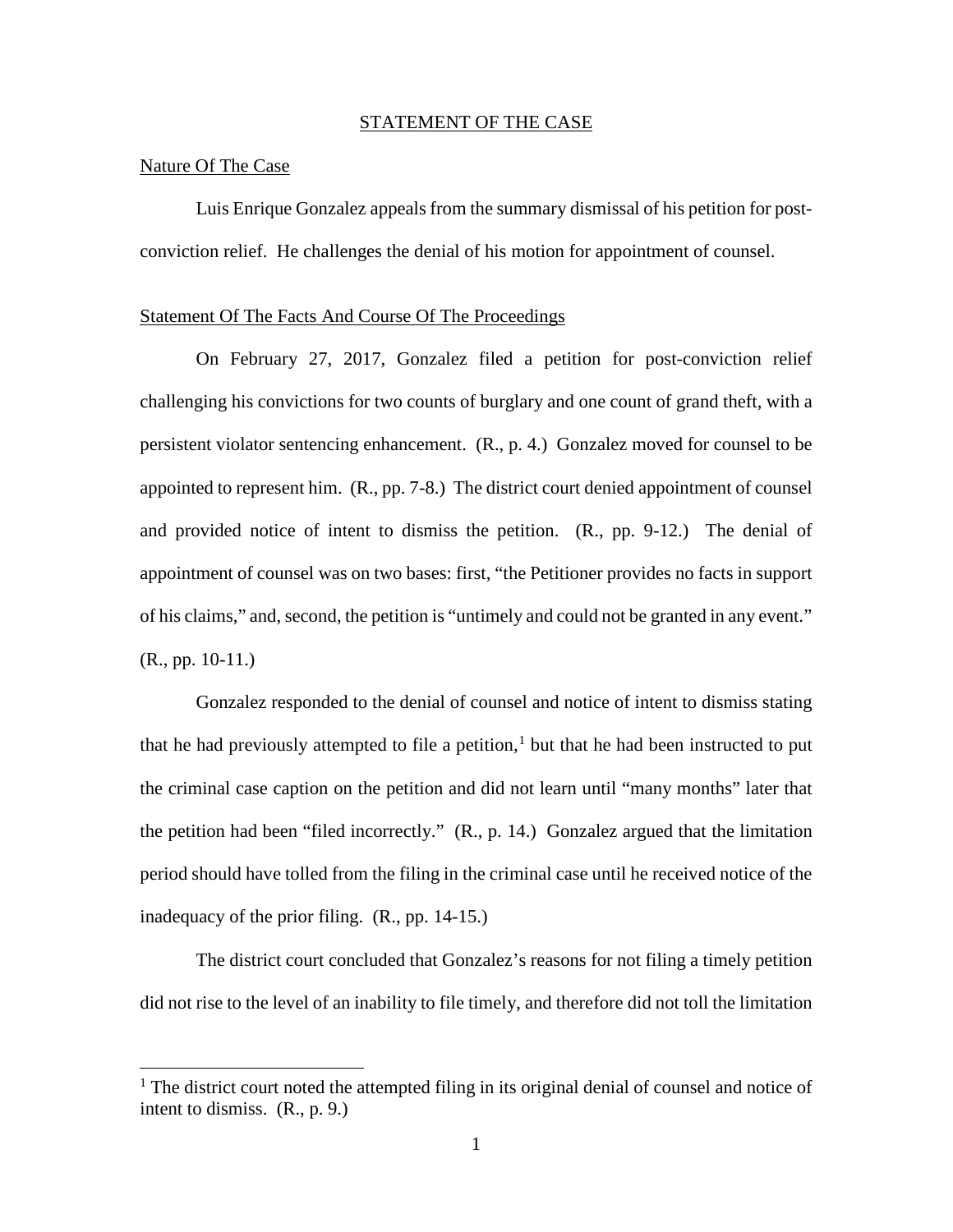## STATEMENT OF THE CASE

### Nature Of The Case

Luis Enrique Gonzalez appeals from the summary dismissal of his petition for post-conviction relief. He challenges the denial of his motion for appointment of counsel.

### Statement Of The Facts And Course Of The Proceedings

On February 27, 2017, Gonzalez filed a petition for post-conviction relief challenging his convictions for two counts of burglary and one count of grand theft, with a persistent violator sentencing enhancement. (R., p. 4.) Gonzalez moved for counsel to be appointed to represent him. (R., pp. 7-8.) The district court denied appointment of counsel and provided notice of intent to dismiss the petition. (R., pp. 9-12.) The denial of appointment of counsel was on two bases: first, "the Petitioner provides no facts in support of his claims," and, second, the petition is "untimely and could not be granted in any event." (R., pp. 10-11.)

Gonzalez responded to the denial of counsel and notice of intent to dismiss stating that he had previously attempted to file a petition,[1] but that he had been instructed to put the criminal case caption on the petition and did not learn until "many months" later that the petition had been "filed incorrectly." (R., p. 14.) Gonzalez argued that the limitation period should have tolled from the filing in the criminal case until he received notice of the inadequacy of the prior filing. (R., pp. 14-15.)

The district court concluded that Gonzalez's reasons for not filing a timely petition did not rise to the level of an inability to file timely, and therefore did not toll the limitation

[1] The district court noted the attempted filing in its original denial of counsel and notice of intent to dismiss. (R., p. 9.)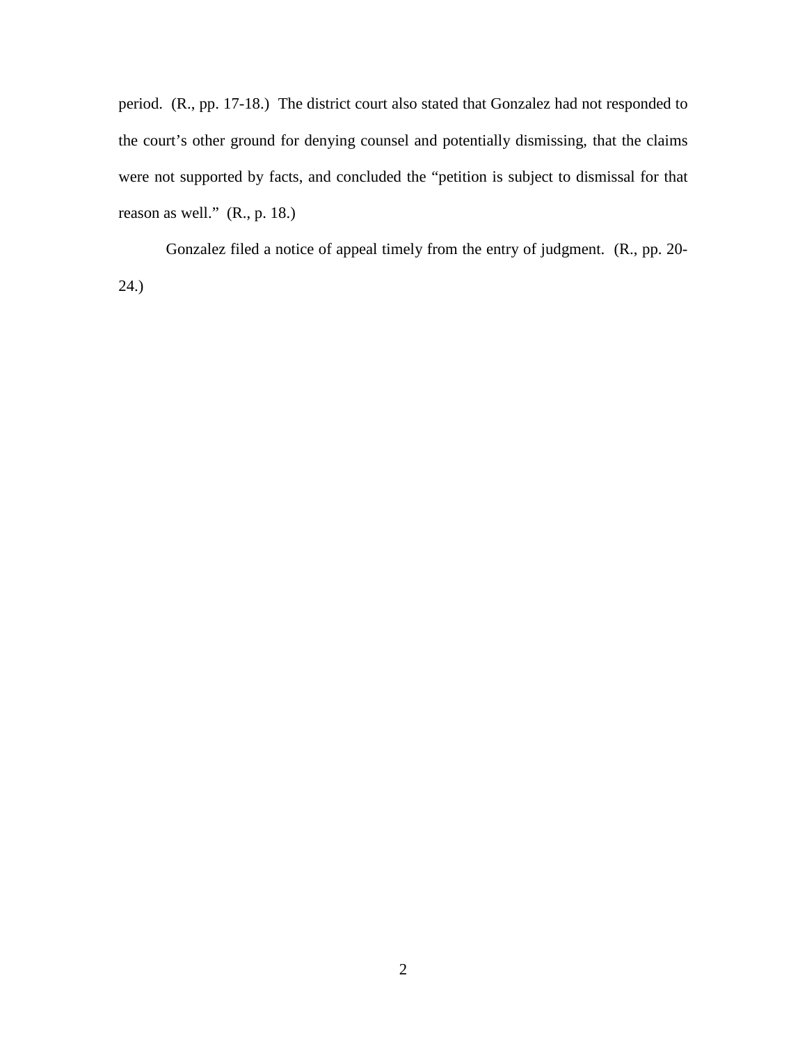period. (R., pp. 17-18.) The district court also stated that Gonzalez had not responded to the court's other ground for denying counsel and potentially dismissing, that the claims were not supported by facts, and concluded the "petition is subject to dismissal for that reason as well." (R., p. 18.)

Gonzalez filed a notice of appeal timely from the entry of judgment. (R., pp. 20-24.)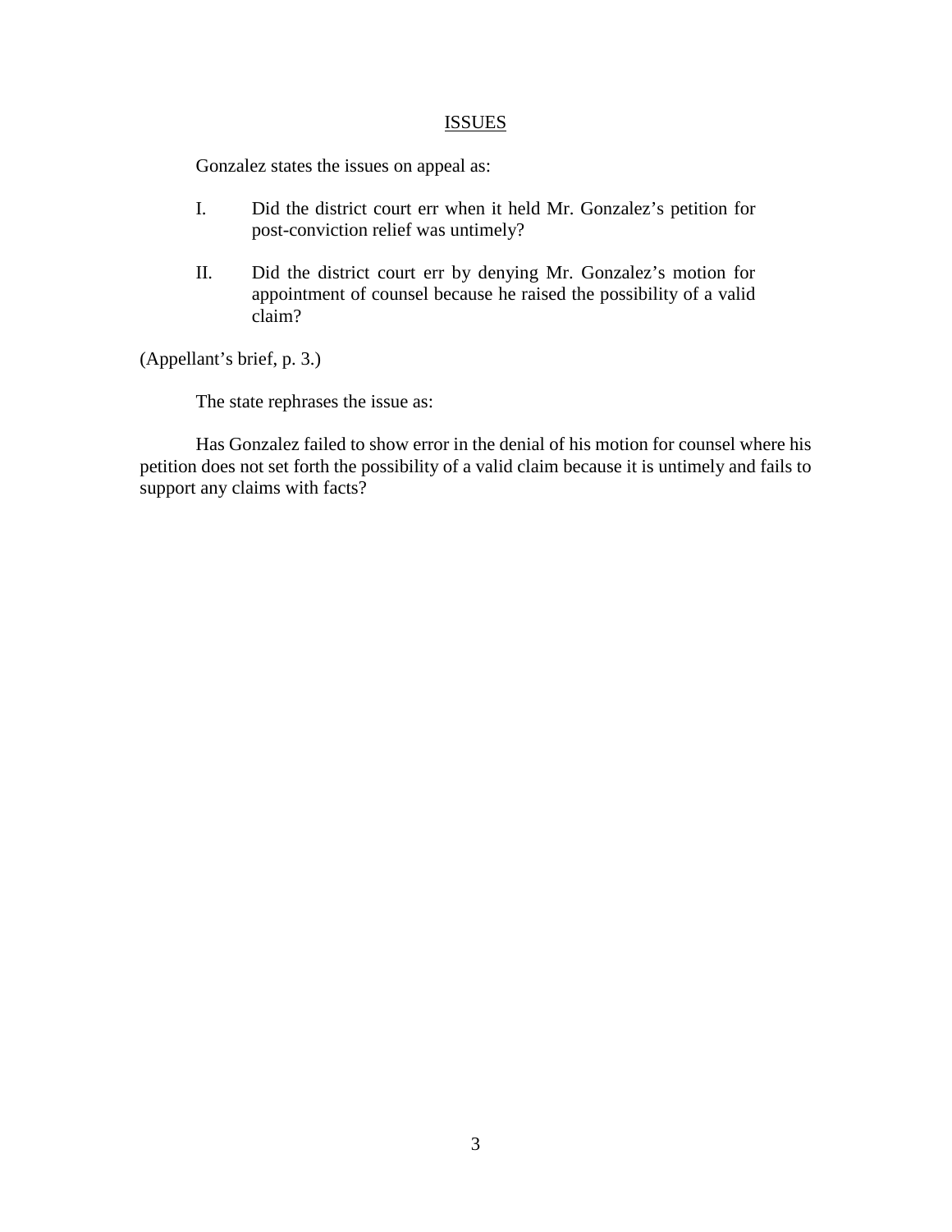## ISSUES

Gonzalez states the issues on appeal as:

I. Did the district court err when it held Mr. Gonzalez's petition for post-conviction relief was untimely?

II. Did the district court err by denying Mr. Gonzalez's motion for appointment of counsel because he raised the possibility of a valid claim?

(Appellant's brief, p. 3.)

The state rephrases the issue as:

Has Gonzalez failed to show error in the denial of his motion for counsel where his petition does not set forth the possibility of a valid claim because it is untimely and fails to support any claims with facts?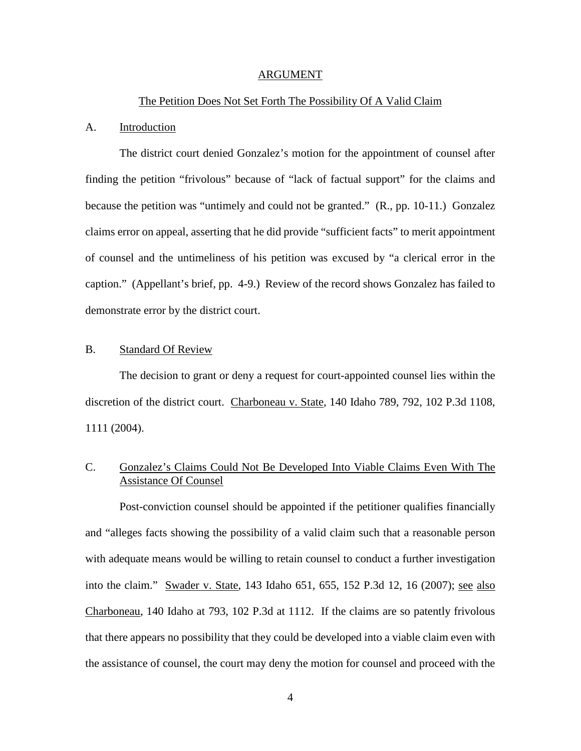## ARGUMENT

### The Petition Does Not Set Forth The Possibility Of A Valid Claim

### A. Introduction

The district court denied Gonzalez's motion for the appointment of counsel after finding the petition "frivolous" because of "lack of factual support" for the claims and because the petition was "untimely and could not be granted." (R., pp. 10-11.) Gonzalez claims error on appeal, asserting that he did provide "sufficient facts" to merit appointment of counsel and the untimeliness of his petition was excused by "a clerical error in the caption." (Appellant's brief, pp. 4-9.) Review of the record shows Gonzalez has failed to demonstrate error by the district court.

### B. Standard Of Review

The decision to grant or deny a request for court-appointed counsel lies within the discretion of the district court. Charboneau v. State, 140 Idaho 789, 792, 102 P.3d 1108, 1111 (2004).

### C. Gonzalez's Claims Could Not Be Developed Into Viable Claims Even With The Assistance Of Counsel

Post-conviction counsel should be appointed if the petitioner qualifies financially and "alleges facts showing the possibility of a valid claim such that a reasonable person with adequate means would be willing to retain counsel to conduct a further investigation into the claim." Swader v. State, 143 Idaho 651, 655, 152 P.3d 12, 16 (2007); see also Charboneau, 140 Idaho at 793, 102 P.3d at 1112. If the claims are so patently frivolous that there appears no possibility that they could be developed into a viable claim even with the assistance of counsel, the court may deny the motion for counsel and proceed with the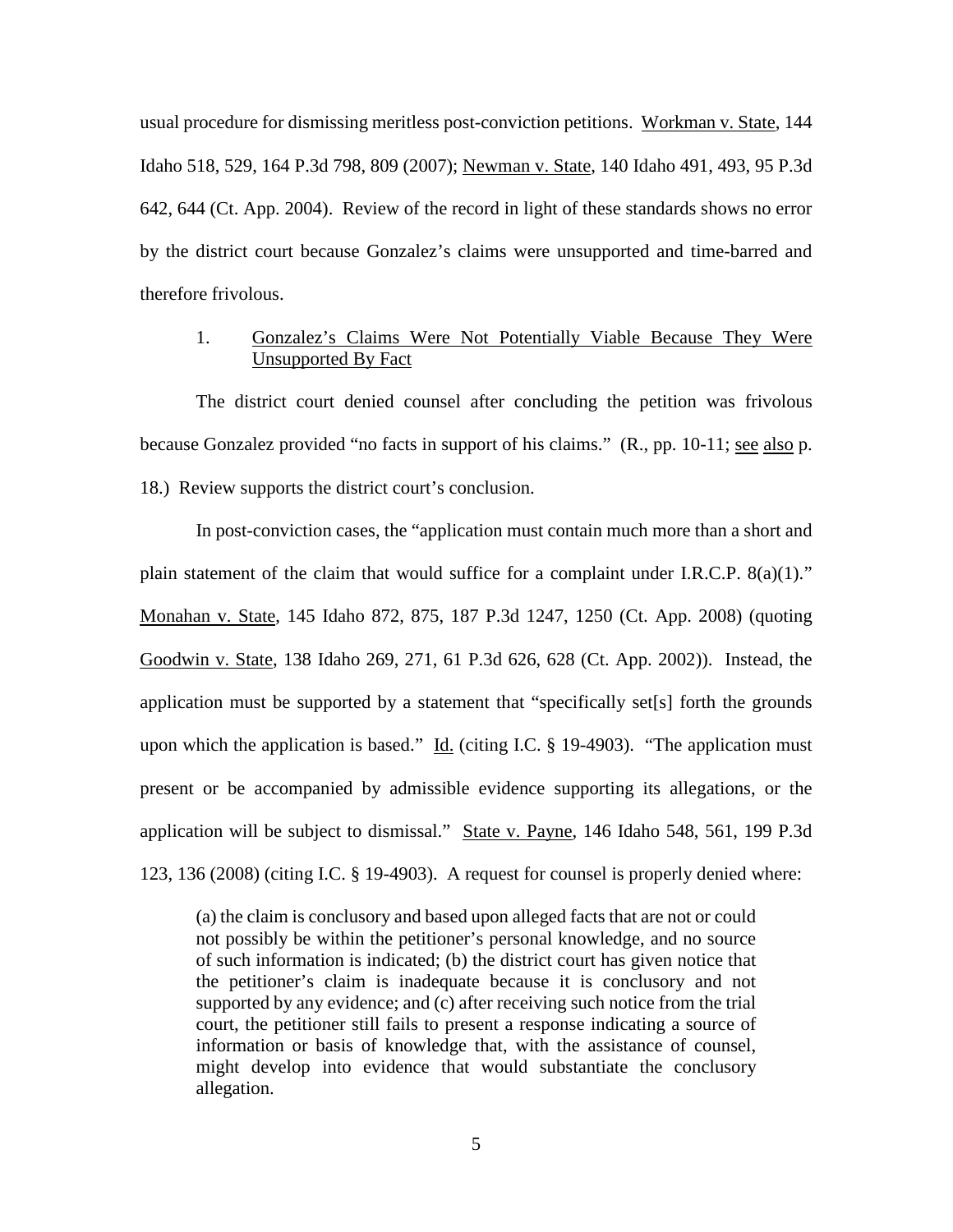usual procedure for dismissing meritless post-conviction petitions. Workman v. State, 144 Idaho 518, 529, 164 P.3d 798, 809 (2007); Newman v. State, 140 Idaho 491, 493, 95 P.3d 642, 644 (Ct. App. 2004). Review of the record in light of these standards shows no error by the district court because Gonzalez's claims were unsupported and time-barred and therefore frivolous.

1. Gonzalez's Claims Were Not Potentially Viable Because They Were Unsupported By Fact

The district court denied counsel after concluding the petition was frivolous because Gonzalez provided "no facts in support of his claims." (R., pp. 10-11; see also p. 18.) Review supports the district court's conclusion.

In post-conviction cases, the "application must contain much more than a short and plain statement of the claim that would suffice for a complaint under I.R.C.P. 8(a)(1)." Monahan v. State, 145 Idaho 872, 875, 187 P.3d 1247, 1250 (Ct. App. 2008) (quoting Goodwin v. State, 138 Idaho 269, 271, 61 P.3d 626, 628 (Ct. App. 2002)). Instead, the application must be supported by a statement that "specifically set[s] forth the grounds upon which the application is based." Id. (citing I.C. § 19-4903). "The application must present or be accompanied by admissible evidence supporting its allegations, or the application will be subject to dismissal." State v. Payne, 146 Idaho 548, 561, 199 P.3d 123, 136 (2008) (citing I.C. § 19-4903). A request for counsel is properly denied where:

> (a) the claim is conclusory and based upon alleged facts that are not or could not possibly be within the petitioner's personal knowledge, and no source of such information is indicated; (b) the district court has given notice that the petitioner's claim is inadequate because it is conclusory and not supported by any evidence; and (c) after receiving such notice from the trial court, the petitioner still fails to present a response indicating a source of information or basis of knowledge that, with the assistance of counsel, might develop into evidence that would substantiate the conclusory allegation.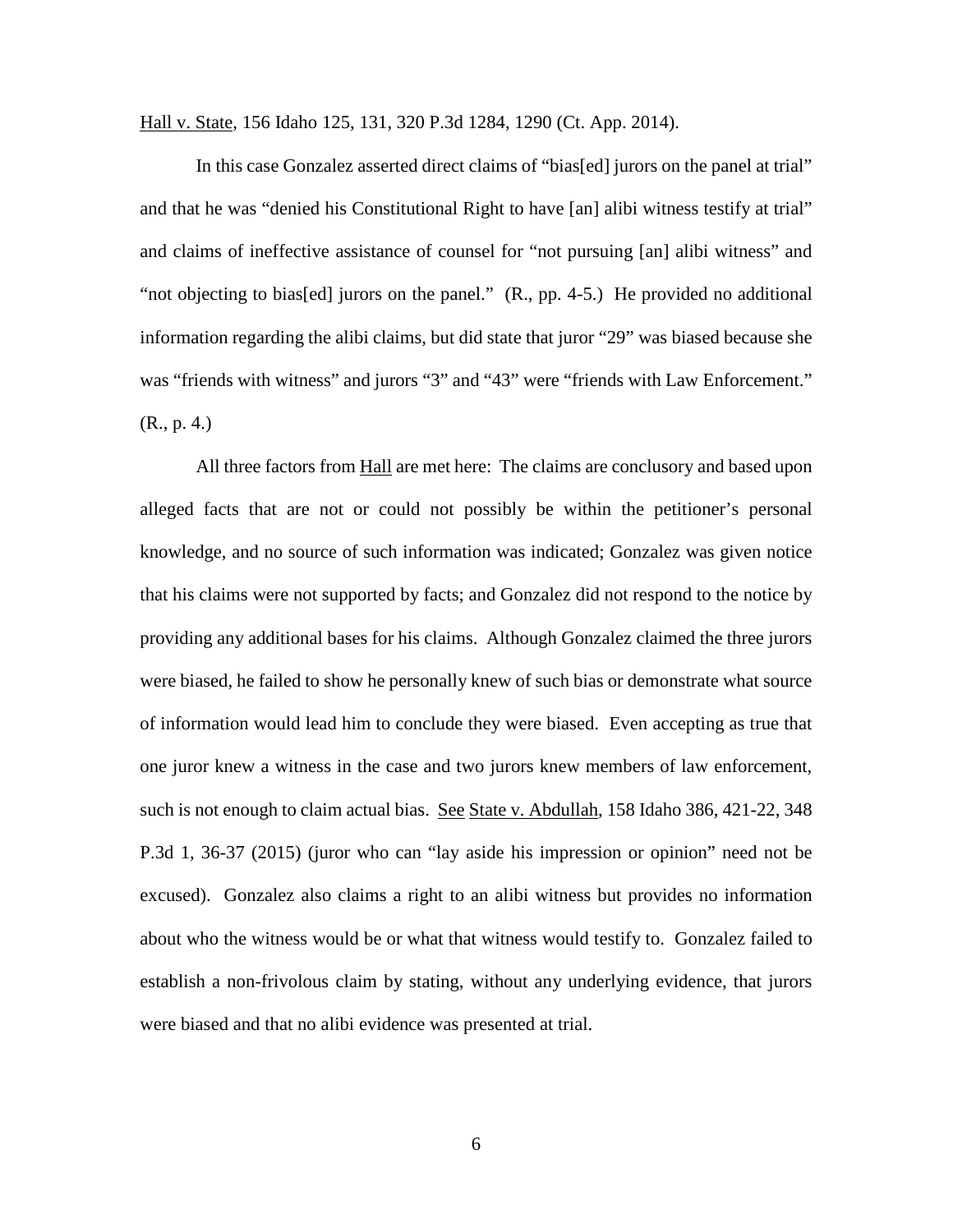Hall v. State, 156 Idaho 125, 131, 320 P.3d 1284, 1290 (Ct. App. 2014).

In this case Gonzalez asserted direct claims of "bias[ed] jurors on the panel at trial" and that he was "denied his Constitutional Right to have [an] alibi witness testify at trial" and claims of ineffective assistance of counsel for "not pursuing [an] alibi witness" and "not objecting to bias[ed] jurors on the panel." (R., pp. 4-5.) He provided no additional information regarding the alibi claims, but did state that juror "29" was biased because she was "friends with witness" and jurors "3" and "43" were "friends with Law Enforcement." (R., p. 4.)

All three factors from Hall are met here: The claims are conclusory and based upon alleged facts that are not or could not possibly be within the petitioner's personal knowledge, and no source of such information was indicated; Gonzalez was given notice that his claims were not supported by facts; and Gonzalez did not respond to the notice by providing any additional bases for his claims. Although Gonzalez claimed the three jurors were biased, he failed to show he personally knew of such bias or demonstrate what source of information would lead him to conclude they were biased. Even accepting as true that one juror knew a witness in the case and two jurors knew members of law enforcement, such is not enough to claim actual bias. See State v. Abdullah, 158 Idaho 386, 421-22, 348 P.3d 1, 36-37 (2015) (juror who can "lay aside his impression or opinion" need not be excused). Gonzalez also claims a right to an alibi witness but provides no information about who the witness would be or what that witness would testify to. Gonzalez failed to establish a non-frivolous claim by stating, without any underlying evidence, that jurors were biased and that no alibi evidence was presented at trial.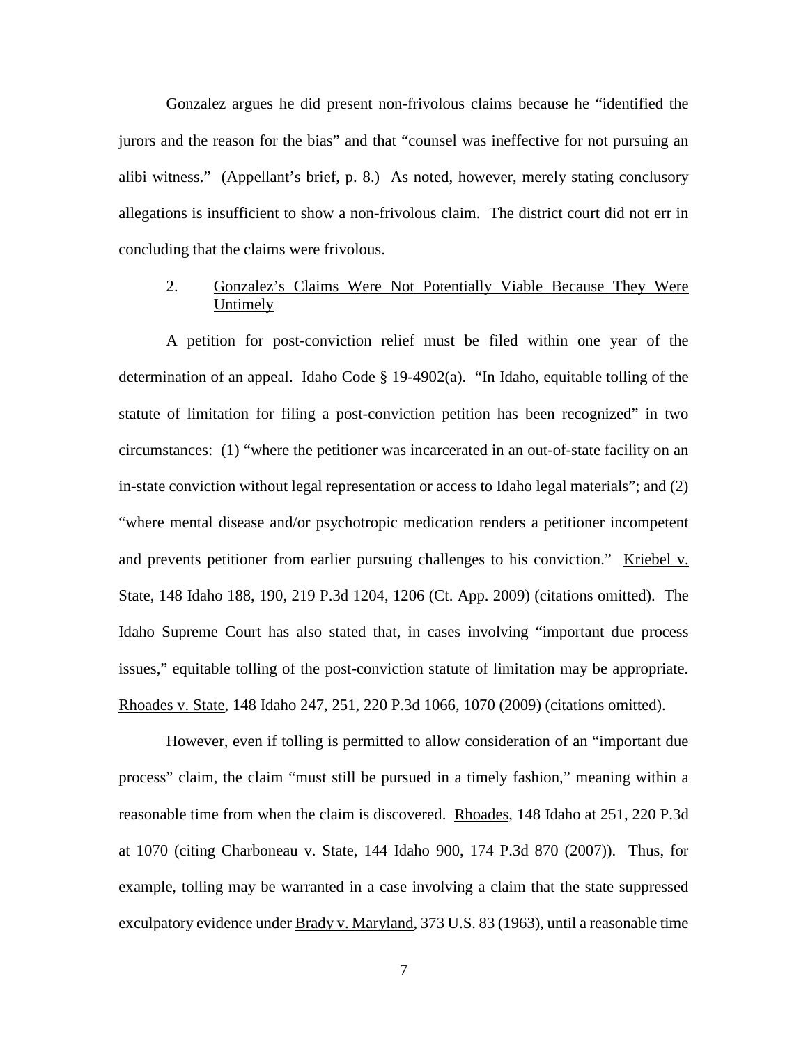Gonzalez argues he did present non-frivolous claims because he "identified the jurors and the reason for the bias" and that "counsel was ineffective for not pursuing an alibi witness." (Appellant's brief, p. 8.) As noted, however, merely stating conclusory allegations is insufficient to show a non-frivolous claim. The district court did not err in concluding that the claims were frivolous.

2. Gonzalez's Claims Were Not Potentially Viable Because They Were Untimely

A petition for post-conviction relief must be filed within one year of the determination of an appeal. Idaho Code § 19-4902(a). "In Idaho, equitable tolling of the statute of limitation for filing a post-conviction petition has been recognized" in two circumstances: (1) "where the petitioner was incarcerated in an out-of-state facility on an in-state conviction without legal representation or access to Idaho legal materials"; and (2) "where mental disease and/or psychotropic medication renders a petitioner incompetent and prevents petitioner from earlier pursuing challenges to his conviction." Kriebel v. State, 148 Idaho 188, 190, 219 P.3d 1204, 1206 (Ct. App. 2009) (citations omitted). The Idaho Supreme Court has also stated that, in cases involving "important due process issues," equitable tolling of the post-conviction statute of limitation may be appropriate. Rhoades v. State, 148 Idaho 247, 251, 220 P.3d 1066, 1070 (2009) (citations omitted).

However, even if tolling is permitted to allow consideration of an "important due process" claim, the claim "must still be pursued in a timely fashion," meaning within a reasonable time from when the claim is discovered. Rhoades, 148 Idaho at 251, 220 P.3d at 1070 (citing Charboneau v. State, 144 Idaho 900, 174 P.3d 870 (2007)). Thus, for example, tolling may be warranted in a case involving a claim that the state suppressed exculpatory evidence under Brady v. Maryland, 373 U.S. 83 (1963), until a reasonable time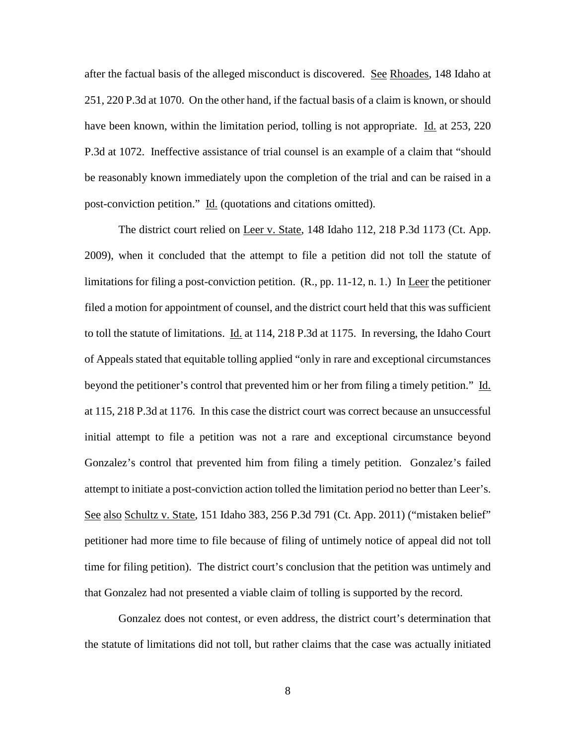after the factual basis of the alleged misconduct is discovered. See Rhoades, 148 Idaho at 251, 220 P.3d at 1070. On the other hand, if the factual basis of a claim is known, or should have been known, within the limitation period, tolling is not appropriate. Id. at 253, 220 P.3d at 1072. Ineffective assistance of trial counsel is an example of a claim that "should be reasonably known immediately upon the completion of the trial and can be raised in a post-conviction petition." Id. (quotations and citations omitted).

The district court relied on Leer v. State, 148 Idaho 112, 218 P.3d 1173 (Ct. App. 2009), when it concluded that the attempt to file a petition did not toll the statute of limitations for filing a post-conviction petition. (R., pp. 11-12, n. 1.) In Leer the petitioner filed a motion for appointment of counsel, and the district court held that this was sufficient to toll the statute of limitations. Id. at 114, 218 P.3d at 1175. In reversing, the Idaho Court of Appeals stated that equitable tolling applied "only in rare and exceptional circumstances beyond the petitioner's control that prevented him or her from filing a timely petition." Id. at 115, 218 P.3d at 1176. In this case the district court was correct because an unsuccessful initial attempt to file a petition was not a rare and exceptional circumstance beyond Gonzalez's control that prevented him from filing a timely petition. Gonzalez's failed attempt to initiate a post-conviction action tolled the limitation period no better than Leer's. See also Schultz v. State, 151 Idaho 383, 256 P.3d 791 (Ct. App. 2011) ("mistaken belief" petitioner had more time to file because of filing of untimely notice of appeal did not toll time for filing petition). The district court's conclusion that the petition was untimely and that Gonzalez had not presented a viable claim of tolling is supported by the record.

Gonzalez does not contest, or even address, the district court's determination that the statute of limitations did not toll, but rather claims that the case was actually initiated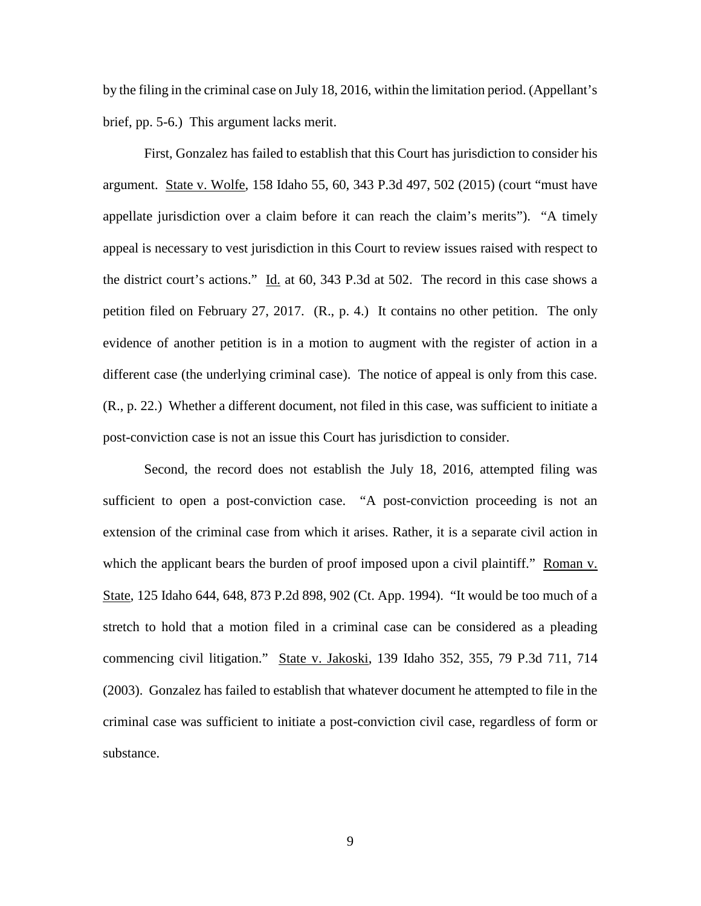by the filing in the criminal case on July 18, 2016, within the limitation period. (Appellant's brief, pp. 5-6.) This argument lacks merit.

First, Gonzalez has failed to establish that this Court has jurisdiction to consider his argument. State v. Wolfe, 158 Idaho 55, 60, 343 P.3d 497, 502 (2015) (court "must have appellate jurisdiction over a claim before it can reach the claim's merits"). "A timely appeal is necessary to vest jurisdiction in this Court to review issues raised with respect to the district court's actions." Id. at 60, 343 P.3d at 502. The record in this case shows a petition filed on February 27, 2017. (R., p. 4.) It contains no other petition. The only evidence of another petition is in a motion to augment with the register of action in a different case (the underlying criminal case). The notice of appeal is only from this case. (R., p. 22.) Whether a different document, not filed in this case, was sufficient to initiate a post-conviction case is not an issue this Court has jurisdiction to consider.

Second, the record does not establish the July 18, 2016, attempted filing was sufficient to open a post-conviction case. "A post-conviction proceeding is not an extension of the criminal case from which it arises. Rather, it is a separate civil action in which the applicant bears the burden of proof imposed upon a civil plaintiff." Roman v. State, 125 Idaho 644, 648, 873 P.2d 898, 902 (Ct. App. 1994). "It would be too much of a stretch to hold that a motion filed in a criminal case can be considered as a pleading commencing civil litigation." State v. Jakoski, 139 Idaho 352, 355, 79 P.3d 711, 714 (2003). Gonzalez has failed to establish that whatever document he attempted to file in the criminal case was sufficient to initiate a post-conviction civil case, regardless of form or substance.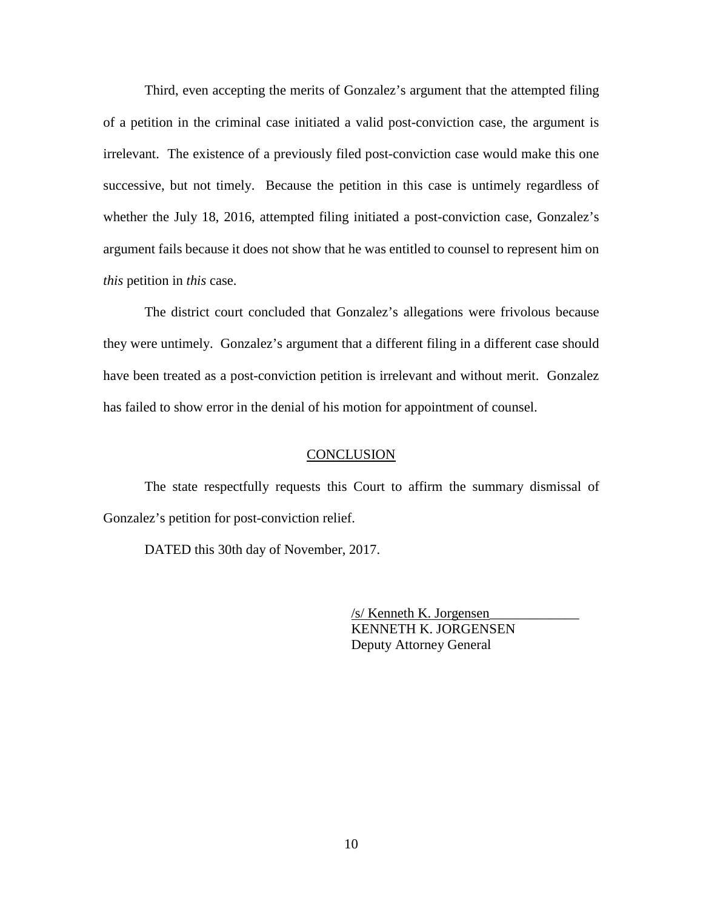Third, even accepting the merits of Gonzalez's argument that the attempted filing of a petition in the criminal case initiated a valid post-conviction case, the argument is irrelevant. The existence of a previously filed post-conviction case would make this one successive, but not timely. Because the petition in this case is untimely regardless of whether the July 18, 2016, attempted filing initiated a post-conviction case, Gonzalez's argument fails because it does not show that he was entitled to counsel to represent him on *this* petition in *this* case.

The district court concluded that Gonzalez's allegations were frivolous because they were untimely. Gonzalez's argument that a different filing in a different case should have been treated as a post-conviction petition is irrelevant and without merit. Gonzalez has failed to show error in the denial of his motion for appointment of counsel.

## CONCLUSION

The state respectfully requests this Court to affirm the summary dismissal of Gonzalez's petition for post-conviction relief.

DATED this 30th day of November, 2017.

/s/ Kenneth K. Jorgensen
KENNETH K. JORGENSEN
Deputy Attorney General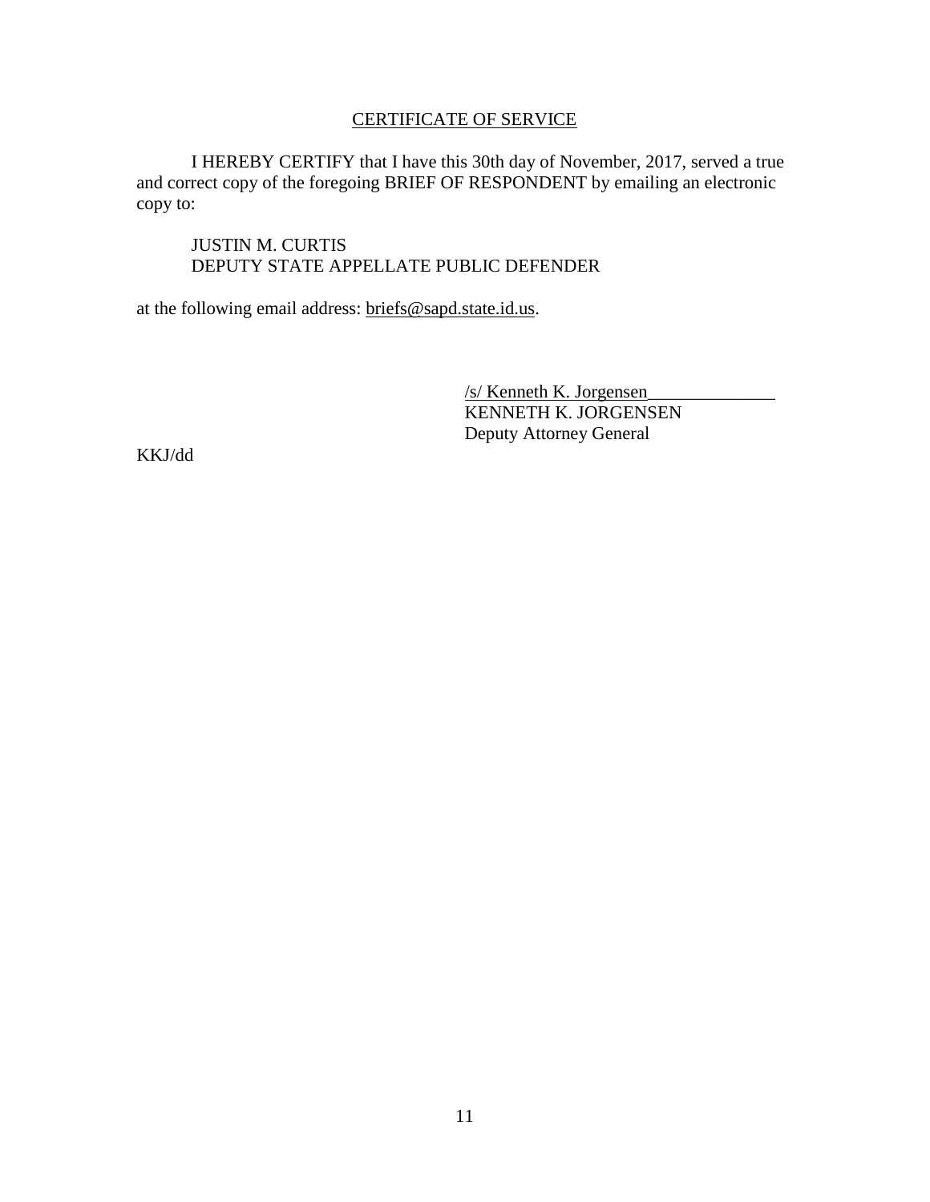## CERTIFICATE OF SERVICE

I HEREBY CERTIFY that I have this 30th day of November, 2017, served a true and correct copy of the foregoing BRIEF OF RESPONDENT by emailing an electronic copy to:

JUSTIN M. CURTIS
DEPUTY STATE APPELLATE PUBLIC DEFENDER

at the following email address: briefs@sapd.state.id.us.

/s/ Kenneth K. Jorgensen
KENNETH K. JORGENSEN
Deputy Attorney General

KKJ/dd